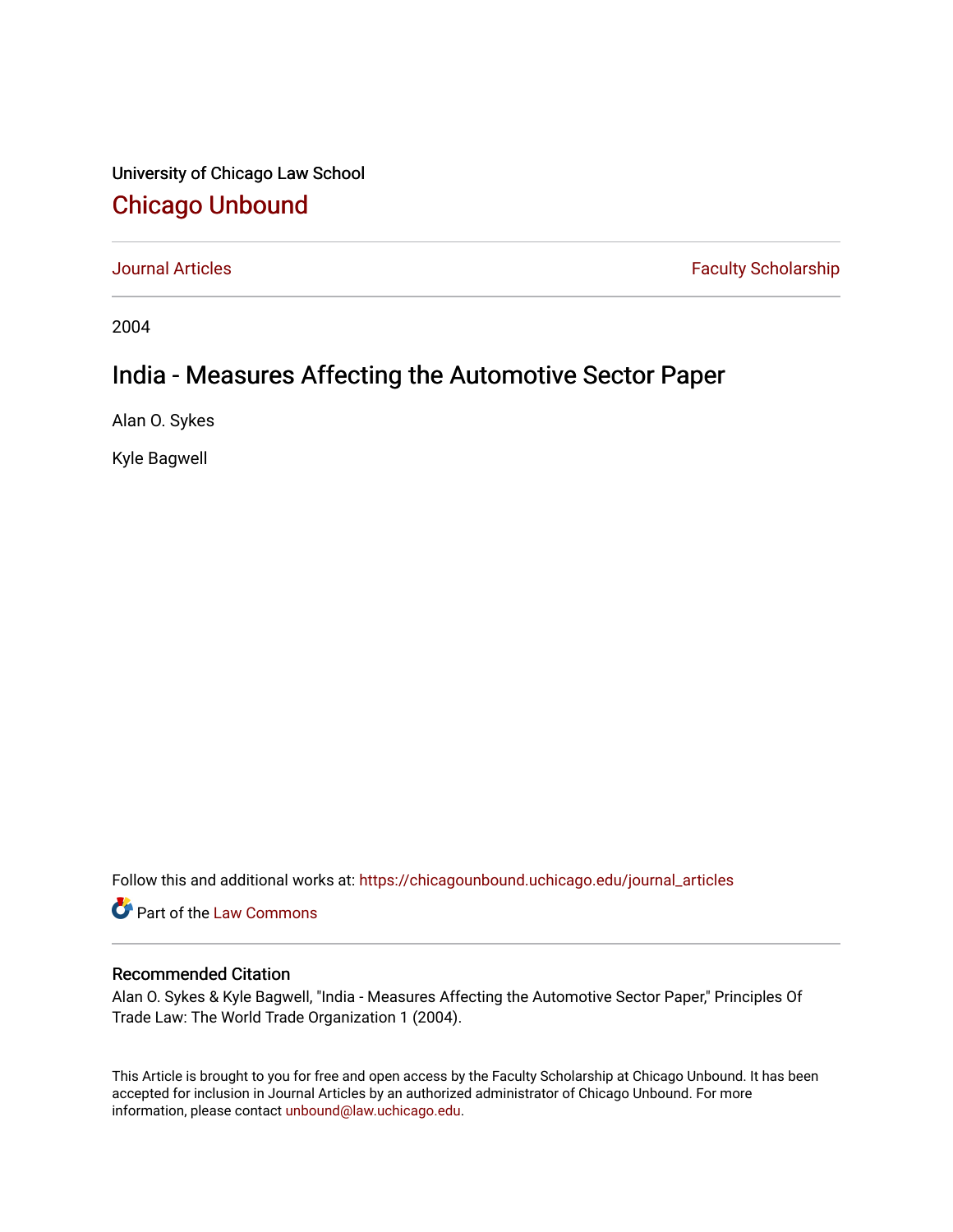University of Chicago Law School

# Chicago Unbound

Journal Articles | Faculty Scholarship

2004

## India - Measures Affecting the Automotive Sector Paper

Alan O. Sykes

Kyle Bagwell

Follow this and additional works at: https://chicagounbound.uchicago.edu/journal_articles

Part of the Law Commons

### Recommended Citation

Alan O. Sykes & Kyle Bagwell, "India - Measures Affecting the Automotive Sector Paper," Principles Of Trade Law: The World Trade Organization 1 (2004).

This Article is brought to you for free and open access by the Faculty Scholarship at Chicago Unbound. It has been accepted for inclusion in Journal Articles by an authorized administrator of Chicago Unbound. For more information, please contact unbound@law.uchicago.edu.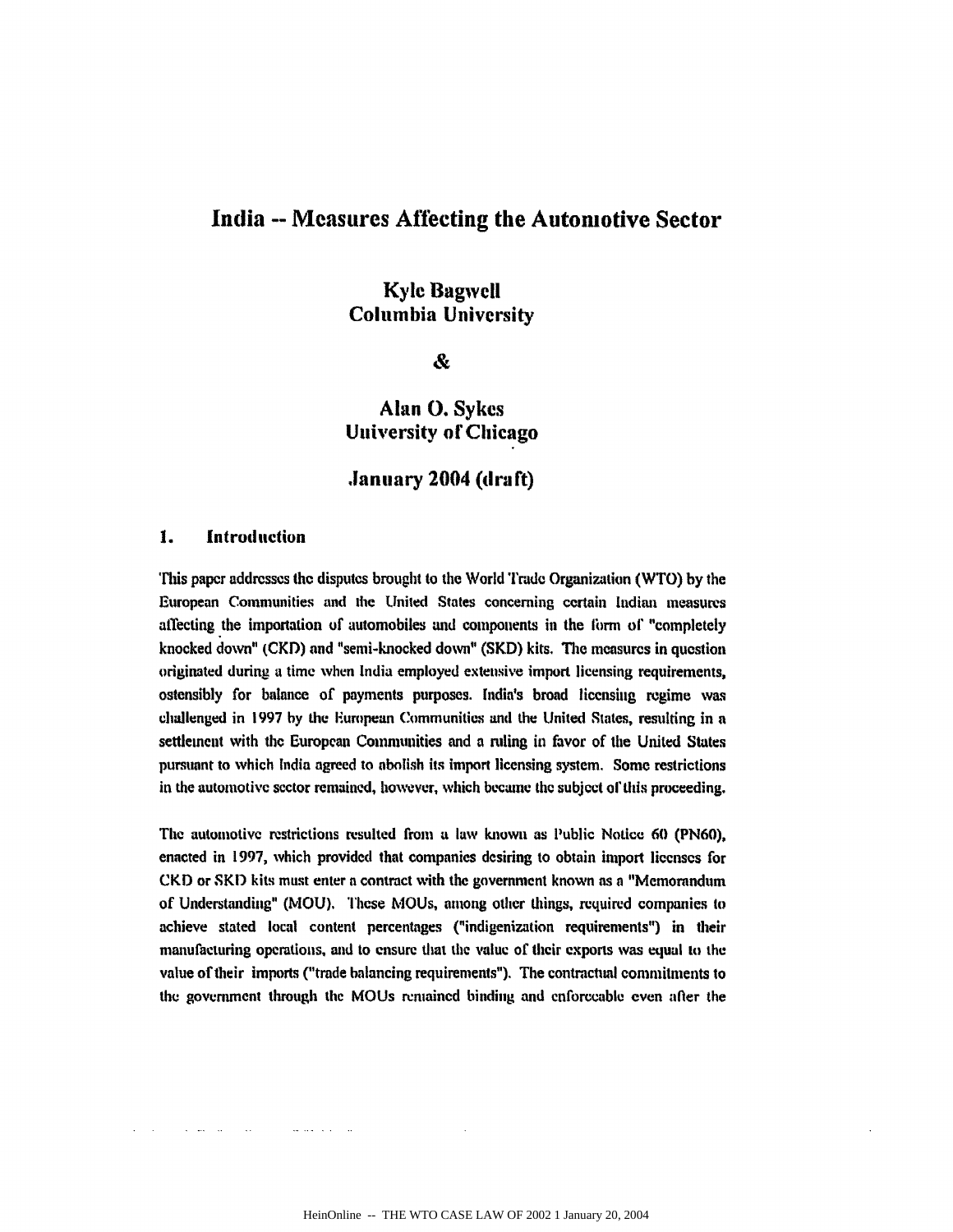# India -- Measures Affecting the Automotive Sector

**Kyle Bagwell**
**Columbia University**

**&**

**Alan O. Sykes**
**University of Chicago**

**January 2004 (draft)**

## 1. Introduction

This paper addresses the disputes brought to the World Trade Organization (WTO) by the European Communities and the United States concerning certain Indian measures affecting the importation of automobiles and components in the form of "completely knocked down" (CKD) and "semi-knocked down" (SKD) kits. The measures in question originated during a time when India employed extensive import licensing requirements, ostensibly for balance of payments purposes. India's broad licensing regime was challenged in 1997 by the European Communities and the United States, resulting in a settlement with the European Communities and a ruling in favor of the United States pursuant to which India agreed to abolish its import licensing system. Some restrictions in the automotive sector remained, however, which became the subject of this proceeding.

The automotive restrictions resulted from a law known as Public Notice 60 (PN60), enacted in 1997, which provided that companies desiring to obtain import licenses for CKD or SKD kits must enter a contract with the government known as a "Memorandum of Understanding" (MOU). These MOUs, among other things, required companies to achieve stated local content percentages ("indigenization requirements") in their manufacturing operations, and to ensure that the value of their exports was equal to the value of their imports ("trade balancing requirements"). The contractual commitments to the government through the MOUs remained binding and enforceable even after the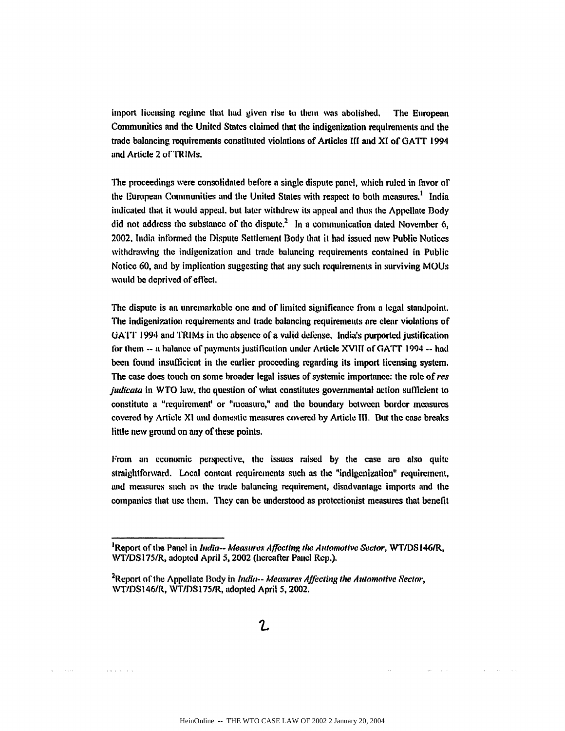import licensing regime that had given rise to them was abolished. The European Communities and the United States claimed that the indigenization requirements and the trade balancing requirements constituted violations of Articles III and XI of GATT 1994 and Article 2 of TRIMs.

The proceedings were consolidated before a single dispute panel, which ruled in favor of the European Communities and the United States with respect to both measures.[1] India indicated that it would appeal, but later withdrew its appeal and thus the Appellate Body did not address the substance of the dispute.[2] In a communication dated November 6, 2002, India informed the Dispute Settlement Body that it had issued new Public Notices withdrawing the indigenization and trade balancing requirements contained in Public Notice 60, and by implication suggesting that any such requirements in surviving MOUs would be deprived of effect.

The dispute is an unremarkable one and of limited significance from a legal standpoint. The indigenization requirements and trade balancing requirements are clear violations of GATT 1994 and TRIMs in the absence of a valid defense. India's purported justification for them -- a balance of payments justification under Article XVIII of GATT 1994 -- had been found insufficient in the earlier proceeding regarding its import licensing system. The case does touch on some broader legal issues of systemic importance: the role of *res judicata* in WTO law, the question of what constitutes governmental action sufficient to constitute a "requirement' or "measure," and the boundary between border measures covered by Article XI and domestic measures covered by Article III. But the case breaks little new ground on any of these points.

From an economic perspective, the issues raised by the case are also quite straightforward. Local content requirements such as the "indigenization" requirement, and measures such as the trade balancing requirement, disadvantage imports and the companies that use them. They can be understood as protectionist measures that benefit

---

[1] Report of the Panel in *India-- Measures Affecting the Automotive Sector*, WT/DS146/R, WT/DS175/R, adopted April 5, 2002 (hereafter Panel Rep.).

[2] Report of the Appellate Body in *India-- Measures Affecting the Automotive Sector*, WT/DS146/R, WT/DS175/R, adopted April 5, 2002.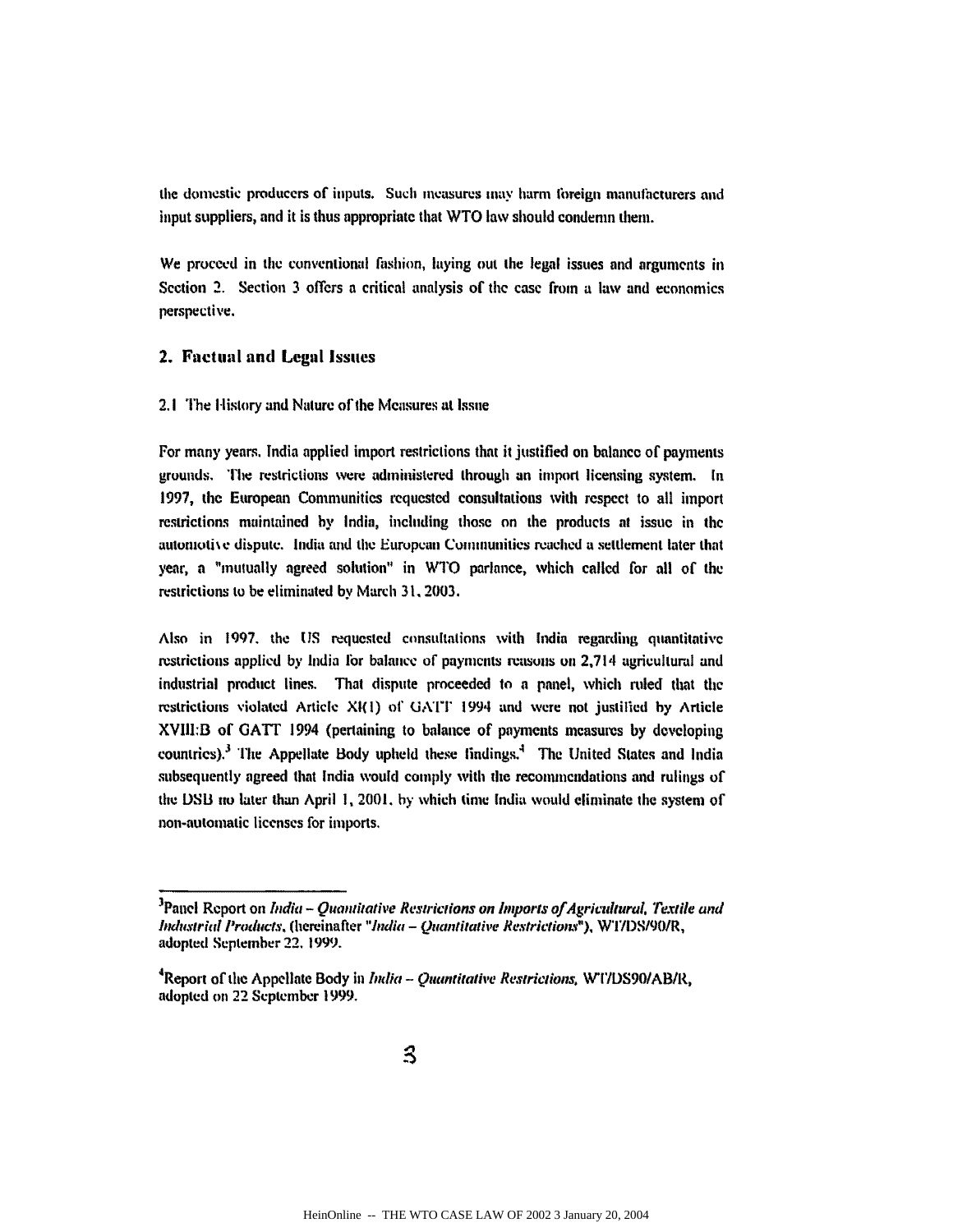the domestic producers of inputs. Such measures may harm foreign manufacturers and input suppliers, and it is thus appropriate that WTO law should condemn them.

We proceed in the conventional fashion, laying out the legal issues and arguments in Section 2. Section 3 offers a critical analysis of the case from a law and economics perspective.

## 2. Factual and Legal Issues

### 2.1 The History and Nature of the Measures at Issue

For many years, India applied import restrictions that it justified on balance of payments grounds. The restrictions were administered through an import licensing system. In 1997, the European Communities requested consultations with respect to all import restrictions maintained by India, including those on the products at issue in the automotive dispute. India and the European Communities reached a settlement later that year, a "mutually agreed solution" in WTO parlance, which called for all of the restrictions to be eliminated by March 31, 2003.

Also in 1997, the US requested consultations with India regarding quantitative restrictions applied by India for balance of payments reasons on 2,714 agricultural and industrial product lines. That dispute proceeded to a panel, which ruled that the restrictions violated Article XI(1) of GATT 1994 and were not justified by Article XVIII:B of GATT 1994 (pertaining to balance of payments measures by developing countries).[3] The Appellate Body upheld these findings.[4] The United States and India subsequently agreed that India would comply with the recommendations and rulings of the DSB no later than April 1, 2001, by which time India would eliminate the system of non-automatic licenses for imports.

---

[3]Panel Report on *India – Quantitative Restrictions on Imports of Agricultural, Textile and Industrial Products*, (hereinafter "*India – Quantitative Restrictions*"), WT/DS/90/R, adopted September 22, 1999.

[4]Report of the Appellate Body in *India – Quantitative Restrictions*, WT/DS90/AB/R, adopted on 22 September 1999.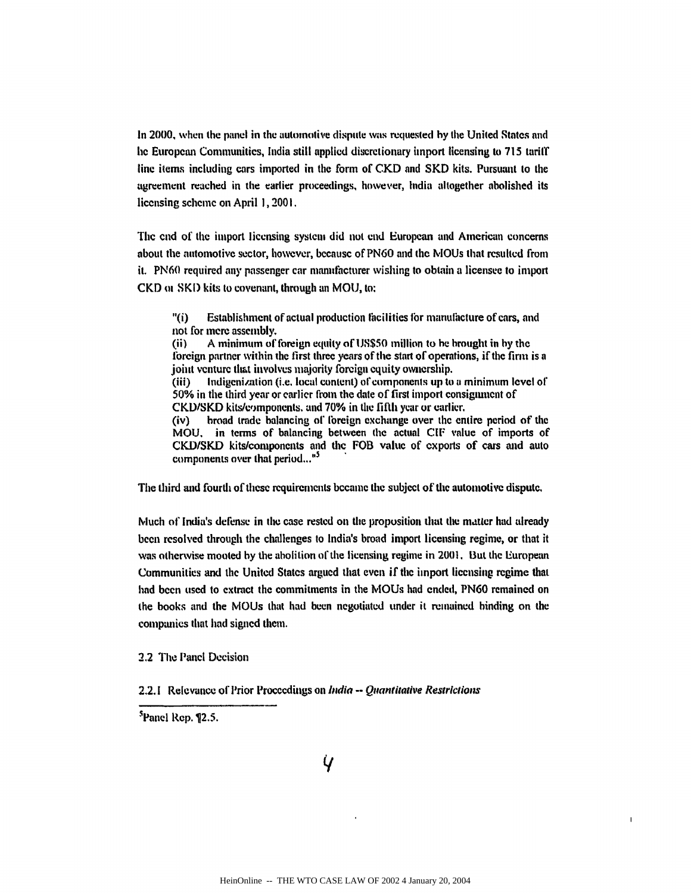In 2000, when the panel in the automotive dispute was requested by the United States and he European Communities, India still applied discretionary import licensing to 715 tariff line items including cars imported in the form of CKD and SKD kits. Pursuant to the agreement reached in the earlier proceedings, however, India altogether abolished its licensing scheme on April 1, 2001.

The end of the import licensing system did not end European and American concerns about the automotive sector, however, because of PN60 and the MOUs that resulted from it. PN60 required any passenger car manufacturer wishing to obtain a licensee to import CKD or SKD kits to covenant, through an MOU, to:

> "(i) Establishment of actual production facilities for manufacture of cars, and not for mere assembly.
> (ii) A minimum of foreign equity of US$50 million to be brought in by the foreign partner within the first three years of the start of operations, if the firm is a joint venture that involves majority foreign equity ownership.
> (iii) Indigenization (i.e. local content) of components up to a minimum level of 50% in the third year or earlier from the date of first import consignment of CKD/SKD kits/components, and 70% in the fifth year or earlier.
> (iv) broad trade balancing of foreign exchange over the entire period of the MOU, in terms of balancing between the actual CIF value of imports of CKD/SKD kits/components and the FOB value of exports of cars and auto components over that period..."[5]

The third and fourth of these requirements became the subject of the automotive dispute.

Much of India's defense in the case rested on the proposition that the matter had already been resolved through the challenges to India's broad import licensing regime, or that it was otherwise mooted by the abolition of the licensing regime in 2001. But the European Communities and the United States argued that even if the import licensing regime that had been used to extract the commitments in the MOUs had ended, PN60 remained on the books and the MOUs that had been negotiated under it remained binding on the companies that had signed them.

### 2.2 The Panel Decision

#### 2.2.1 Relevance of Prior Proceedings on *India -- Quantitative Restrictions*

---

[5]Panel Rep. ¶2.5.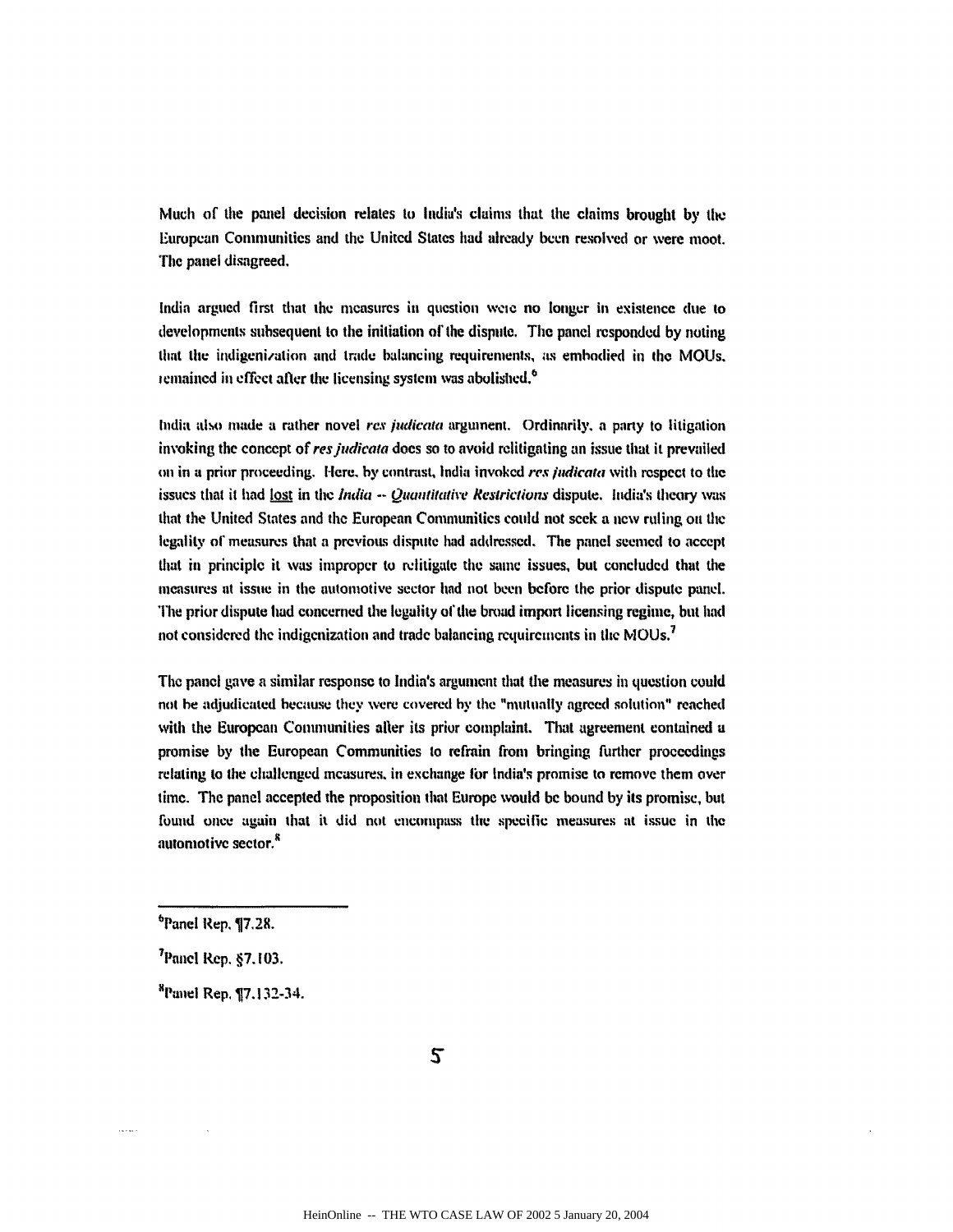Much of the panel decision relates to India's claims that the claims brought by the European Communities and the United States had already been resolved or were moot. The panel disagreed.

India argued first that the measures in question were no longer in existence due to developments subsequent to the initiation of the dispute. The panel responded by noting that the indigenization and trade balancing requirements, as embodied in the MOUs, remained in effect after the licensing system was abolished.[6]

India also made a rather novel *res judicata* argument. Ordinarily, a party to litigation invoking the concept of *res judicata* does so to avoid relitigating an issue that it prevailed on in a prior proceeding. Here, by contrast, India invoked *res judicata* with respect to the issues that it had lost in the *India -- Quantitative Restrictions* dispute. India's theory was that the United States and the European Communities could not seek a new ruling on the legality of measures that a previous dispute had addressed. The panel seemed to accept that in principle it was improper to relitigate the same issues, but concluded that the measures at issue in the automotive sector had not been before the prior dispute panel. The prior dispute had concerned the legality of the broad import licensing regime, but had not considered the indigenization and trade balancing requirements in the MOUs.[7]

The panel gave a similar response to India's argument that the measures in question could not be adjudicated because they were covered by the "mutually agreed solution" reached with the European Communities after its prior complaint. That agreement contained a promise by the European Communities to refrain from bringing further proceedings relating to the challenged measures, in exchange for India's promise to remove them over time. The panel accepted the proposition that Europe would be bound by its promise, but found once again that it did not encompass the specific measures at issue in the automotive sector.[8]

---

[6] Panel Rep. ¶7.28.

[7] Panel Rep. §7.103.

[8] Panel Rep. ¶7.132-34.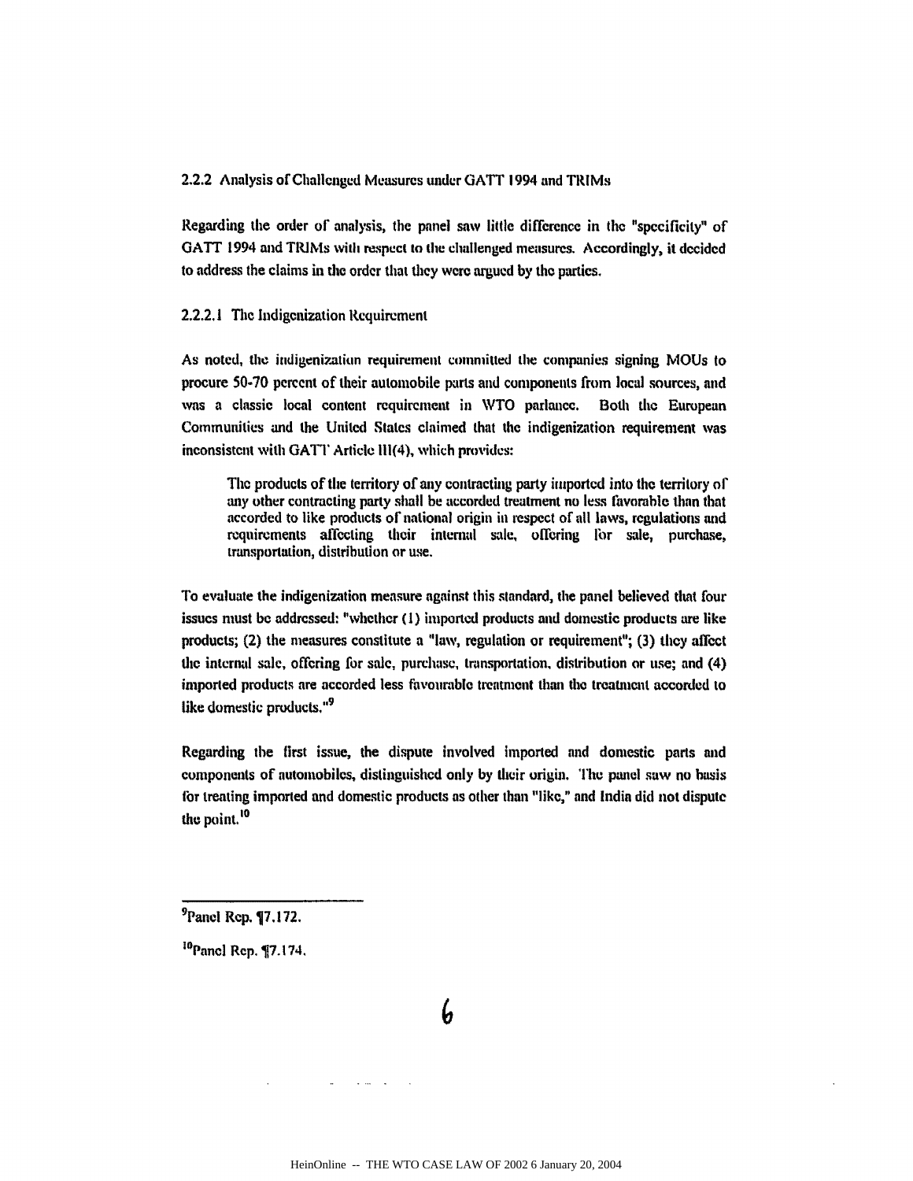### 2.2.2 Analysis of Challenged Measures under GATT 1994 and TRIMs

Regarding the order of analysis, the panel saw little difference in the "specificity" of GATT 1994 and TRIMs with respect to the challenged measures. Accordingly, it decided to address the claims in the order that they were argued by the parties.

#### 2.2.2.1 The Indigenization Requirement

As noted, the indigenization requirement committed the companies signing MOUs to procure 50-70 percent of their automobile parts and components from local sources, and was a classic local content requirement in WTO parlance. Both the European Communities and the United States claimed that the indigenization requirement was inconsistent with GATT Article III(4), which provides:

> The products of the territory of any contracting party imported into the territory of any other contracting party shall be accorded treatment no less favorable than that accorded to like products of national origin in respect of all laws, regulations and requirements affecting their internal sale, offering for sale, purchase, transportation, distribution or use.

To evaluate the indigenization measure against this standard, the panel believed that four issues must be addressed: "whether (1) imported products and domestic products are like products; (2) the measures constitute a "law, regulation or requirement"; (3) they affect the internal sale, offering for sale, purchase, transportation, distribution or use; and (4) imported products are accorded less favourable treatment than the treatment accorded to like domestic products."[9]

Regarding the first issue, the dispute involved imported and domestic parts and components of automobiles, distinguished only by their origin. The panel saw no basis for treating imported and domestic products as other than "like," and India did not dispute the point.[10]

---

[9] Panel Rep. ¶7.172.

[10] Panel Rep. ¶7.174.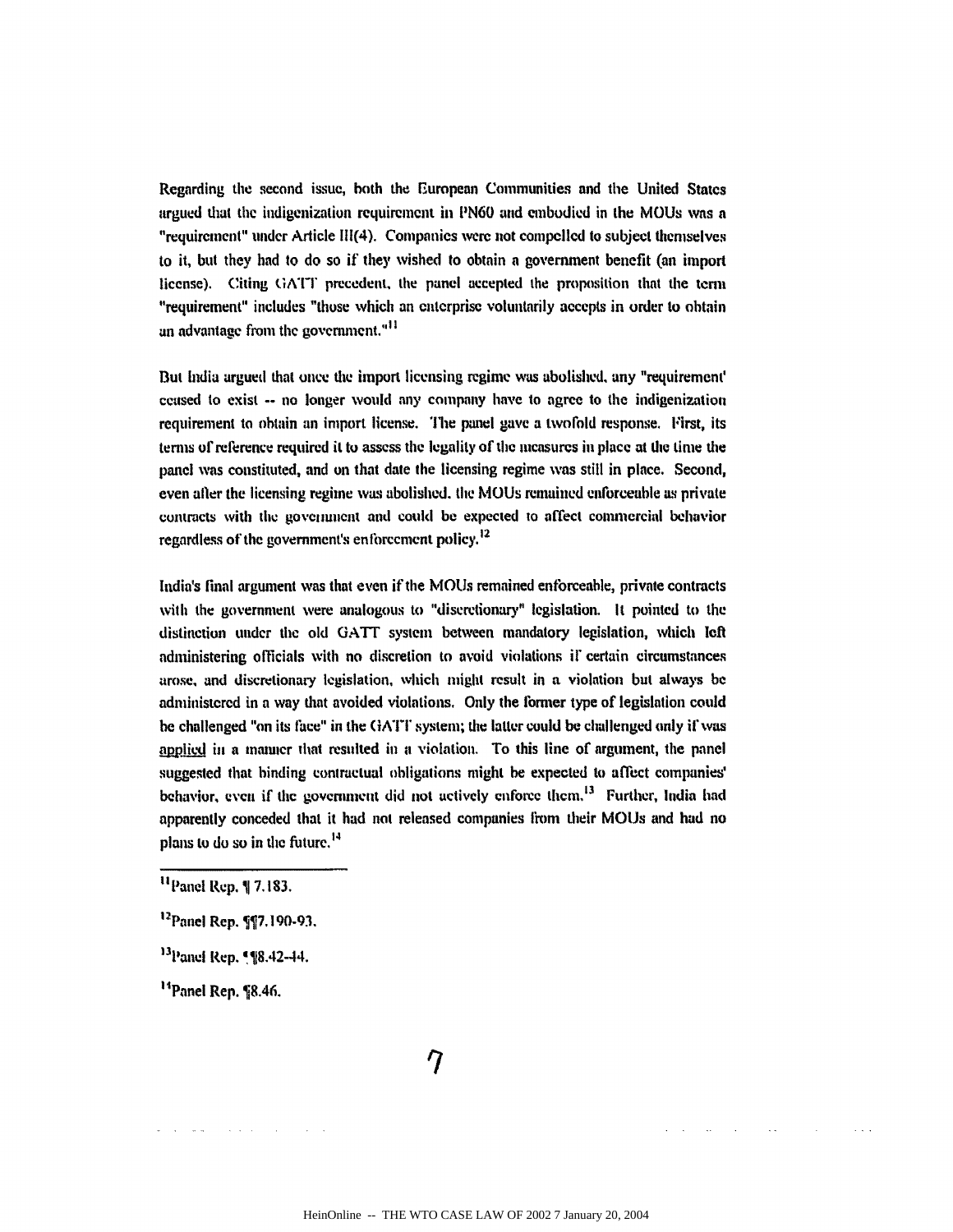Regarding the second issue, both the European Communities and the United States argued that the indigenization requirement in PN60 and embodied in the MOUs was a "requirement" under Article III(4). Companies were not compelled to subject themselves to it, but they had to do so if they wished to obtain a government benefit (an import license). Citing GATT precedent, the panel accepted the proposition that the term "requirement" includes "those which an enterprise voluntarily accepts in order to obtain an advantage from the government."[11]

But India argued that once the import licensing regime was abolished, any "requirement' ceased to exist -- no longer would any company have to agree to the indigenization requirement to obtain an import license. The panel gave a twofold response. First, its terms of reference required it to assess the legality of the measures in place at the time the panel was constituted, and on that date the licensing regime was still in place. Second, even after the licensing regime was abolished, the MOUs remained enforceable as private contracts with the government and could be expected to affect commercial behavior regardless of the government's enforcement policy.[12]

India's final argument was that even if the MOUs remained enforceable, private contracts with the government were analogous to "discretionary" legislation. It pointed to the distinction under the old GATT system between mandatory legislation, which left administering officials with no discretion to avoid violations if certain circumstances arose, and discretionary legislation, which might result in a violation but always be administered in a way that avoided violations. Only the former type of legislation could be challenged "on its face" in the GATT system; the latter could be challenged only if was <u>applied</u> in a manner that resulted in a violation. To this line of argument, the panel suggested that binding contractual obligations might be expected to affect companies' behavior, even if the government did not actively enforce them.[13] Further, India had apparently conceded that it had not released companies from their MOUs and had no plans to do so in the future.[14]

---

[11] Panel Rep. ¶ 7.183.

[12] Panel Rep. ¶¶7.190-93.

[13] Panel Rep. ¶¶8.42-44.

[14] Panel Rep. ¶8.46.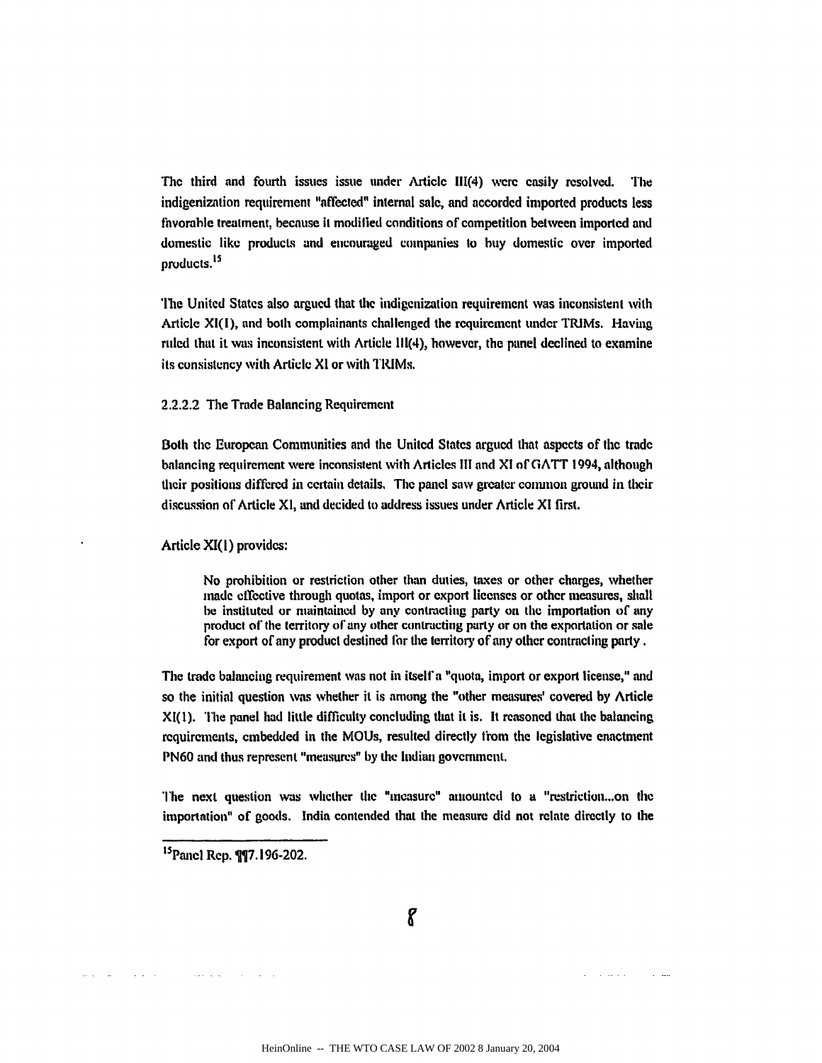The third and fourth issues issue under Article III(4) were easily resolved. The indigenization requirement "affected" internal sale, and accorded imported products less favorable treatment, because it modified conditions of competition between imported and domestic like products and encouraged companies to buy domestic over imported products.[15]

The United States also argued that the indigenization requirement was inconsistent with Article XI(1), and both complainants challenged the requirement under TRIMs. Having ruled that it was inconsistent with Article III(4), however, the panel declined to examine its consistency with Article XI or with TRIMs.

2.2.2.2 The Trade Balancing Requirement

Both the European Communities and the United States argued that aspects of the trade balancing requirement were inconsistent with Articles III and XI of GATT 1994, although their positions differed in certain details. The panel saw greater common ground in their discussion of Article XI, and decided to address issues under Article XI first.

Article XI(1) provides:

> No prohibition or restriction other than duties, taxes or other charges, whether made effective through quotas, import or export licenses or other measures, shall be instituted or maintained by any contracting party on the importation of any product of the territory of any other contracting party or on the exportation or sale for export of any product destined for the territory of any other contracting party .

The trade balancing requirement was not in itself a "quota, import or export license," and so the initial question was whether it is among the "other measures' covered by Article XI(1). The panel had little difficulty concluding that it is. It reasoned that the balancing requirements, embedded in the MOUs, resulted directly from the legislative enactment PN60 and thus represent "measures" by the Indian government.

The next question was whether the "measure" amounted to a "restriction...on the importation" of goods. India contended that the measure did not relate directly to the

[15] Panel Rep. ¶¶7.196-202.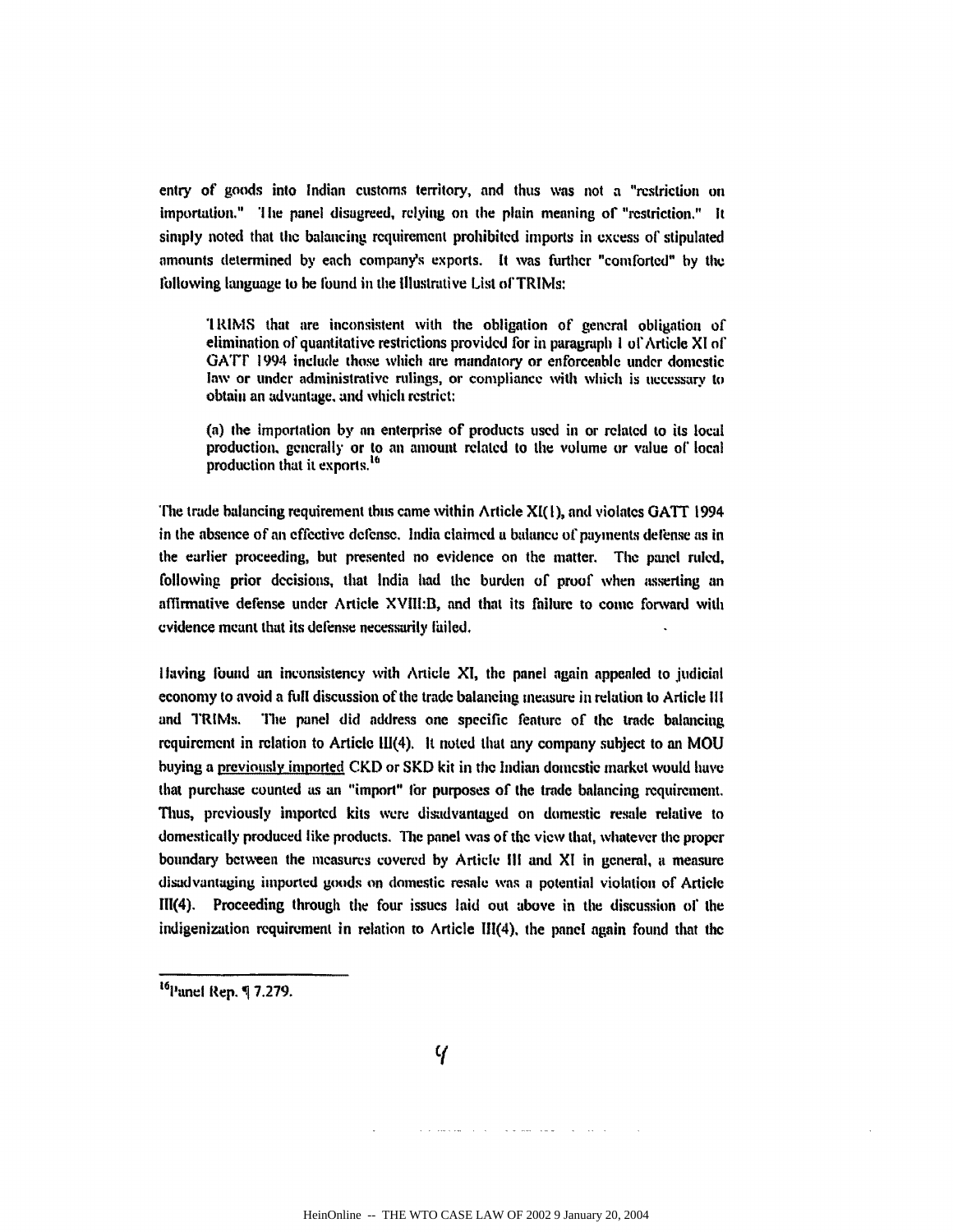entry of goods into Indian customs territory, and thus was not a "restriction on importation." The panel disagreed, relying on the plain meaning of "restriction." It simply noted that the balancing requirement prohibited imports in excess of stipulated amounts determined by each company's exports. It was further "comforted" by the following language to be found in the Illustrative List of TRIMs:

> TRIMS that are inconsistent with the obligation of general obligation of elimination of quantitative restrictions provided for in paragraph 1 of Article XI of GATT 1994 include those which are mandatory or enforceable under domestic law or under administrative rulings, or compliance with which is necessary to obtain an advantage, and which restrict:
>
> (a) the importation by an enterprise of products used in or related to its local production, generally or to an amount related to the volume or value of local production that it exports.[16]

The trade balancing requirement thus came within Article XI(1), and violates GATT 1994 in the absence of an effective defense. India claimed a balance of payments defense as in the earlier proceeding, but presented no evidence on the matter. The panel ruled, following prior decisions, that India had the burden of proof when asserting an affirmative defense under Article XVIII:B, and that its failure to come forward with evidence meant that its defense necessarily failed.

Having found an inconsistency with Article XI, the panel again appealed to judicial economy to avoid a full discussion of the trade balancing measure in relation to Article III and TRIMs. The panel did address one specific feature of the trade balancing requirement in relation to Article III(4). It noted that any company subject to an MOU buying a <u>previously imported</u> CKD or SKD kit in the Indian domestic market would have that purchase counted as an "import" for purposes of the trade balancing requirement. Thus, previously imported kits were disadvantaged on domestic resale relative to domestically produced like products. The panel was of the view that, whatever the proper boundary between the measures covered by Article III and XI in general, a measure disadvantaging imported goods on domestic resale was a potential violation of Article III(4). Proceeding through the four issues laid out above in the discussion of the indigenization requirement in relation to Article III(4), the panel again found that the

---

[16] Panel Rep. ¶ 7.279.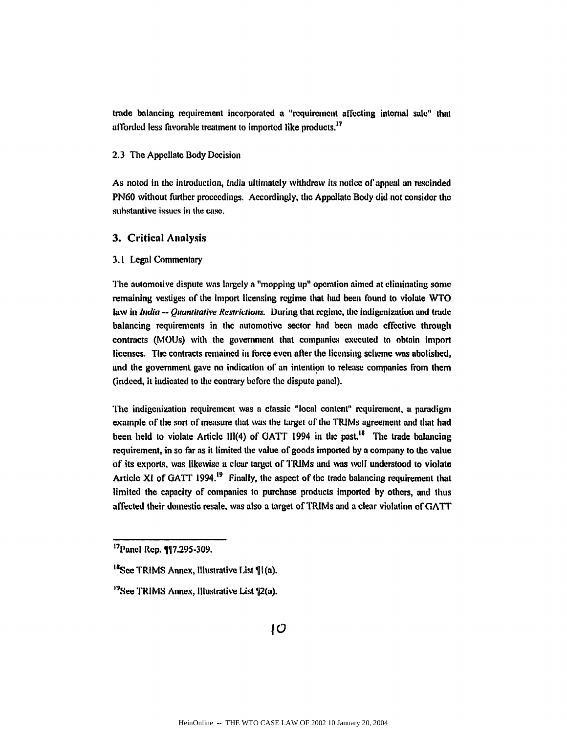trade balancing requirement incorporated a "requirement affecting internal sale" that afforded less favorable treatment to imported like products.[17]

### 2.3 The Appellate Body Decision

As noted in the introduction, India ultimately withdrew its notice of appeal an rescinded PN60 without further proceedings. Accordingly, the Appellate Body did not consider the substantive issues in the case.

## 3. Critical Analysis

### 3.1 Legal Commentary

The automotive dispute was largely a "mopping up" operation aimed at eliminating some remaining vestiges of the import licensing regime that had been found to violate WTO law in *India -- Quantitative Restrictions*. During that regime, the indigenization and trade balancing requirements in the automotive sector had been made effective through contracts (MOUs) with the government that companies executed to obtain import licenses. The contracts remained in force even after the licensing scheme was abolished, and the government gave no indication of an intention to release companies from them (indeed, it indicated to the contrary before the dispute panel).

The indigenization requirement was a classic "local content" requirement, a paradigm example of the sort of measure that was the target of the TRIMs agreement and that had been held to violate Article III(4) of GATT 1994 in the past.[18] The trade balancing requirement, in so far as it limited the value of goods imported by a company to the value of its exports, was likewise a clear target of TRIMs and was well understood to violate Article XI of GATT 1994.[19] Finally, the aspect of the trade balancing requirement that limited the capacity of companies to purchase products imported by others, and thus affected their domestic resale, was also a target of TRIMs and a clear violation of GATT

---

[17] Panel Rep. ¶¶7.295-309.

[18] See TRIMS Annex, Illustrative List ¶1(a).

[19] See TRIMS Annex, Illustrative List ¶2(a).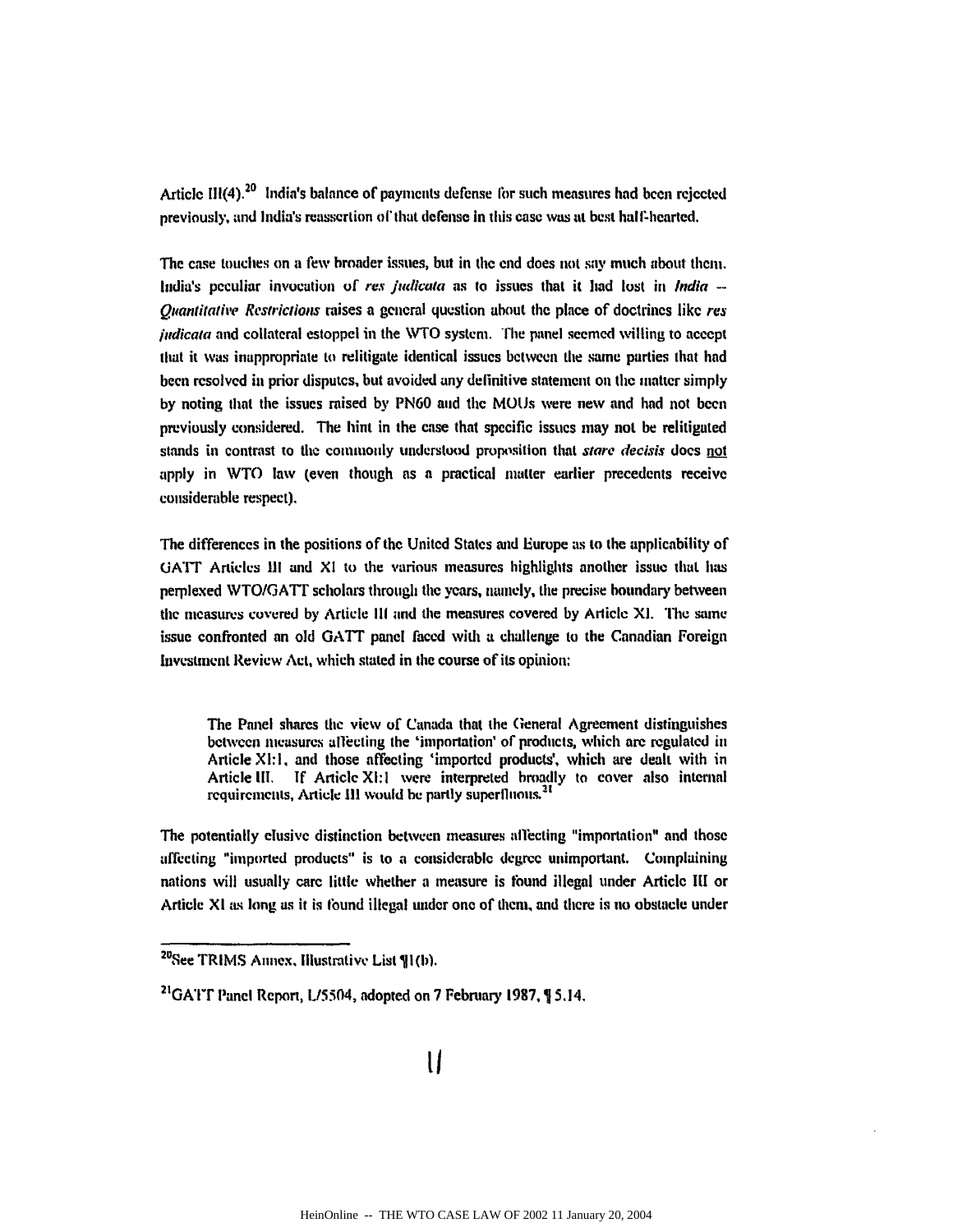Article III(4).[20] India's balance of payments defense for such measures had been rejected previously, and India's reassertion of that defense in this case was at best half-hearted.

The case touches on a few broader issues, but in the end does not say much about them. India's peculiar invocation of *res judicata* as to issues that it had lost in *India -- Quantitative Restrictions* raises a general question about the place of doctrines like *res judicata* and collateral estoppel in the WTO system. The panel seemed willing to accept that it was inappropriate to relitigate identical issues between the same parties that had been resolved in prior disputes, but avoided any definitive statement on the matter simply by noting that the issues raised by PN60 and the MOUs were new and had not been previously considered. The hint in the case that specific issues may not be relitigated stands in contrast to the commonly understood proposition that *stare decisis* does not apply in WTO law (even though as a practical matter earlier precedents receive considerable respect).

The differences in the positions of the United States and Europe as to the applicability of GATT Articles III and XI to the various measures highlights another issue that has perplexed WTO/GATT scholars through the years, namely, the precise boundary between the measures covered by Article III and the measures covered by Article XI. The same issue confronted an old GATT panel faced with a challenge to the Canadian Foreign Investment Review Act, which stated in the course of its opinion:

> The Panel shares the view of Canada that the General Agreement distinguishes between measures affecting the 'importation' of products, which are regulated in Article XI:1, and those affecting 'imported products', which are dealt with in Article III. If Article XI:1 were interpreted broadly to cover also internal requirements, Article III would be partly superfluous.[21]

The potentially elusive distinction between measures affecting "importation" and those affecting "imported products" is to a considerable degree unimportant. Complaining nations will usually care little whether a measure is found illegal under Article III or Article XI as long as it is found illegal under one of them, and there is no obstacle under

---

[20] See TRIMS Annex, Illustrative List ¶1(b).

[21] GATT Panel Report, L/5504, adopted on 7 February 1987, ¶ 5.14.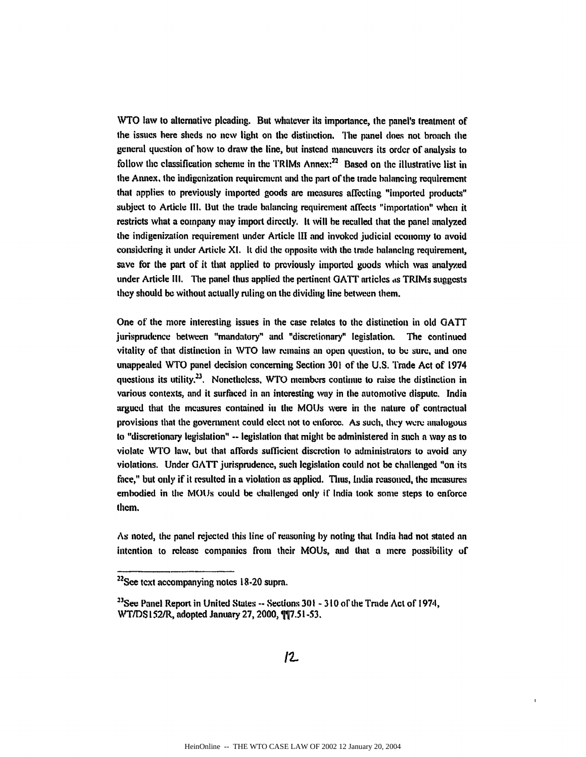WTO law to alternative pleading. But whatever its importance, the panel's treatment of the issues here sheds no new light on the distinction. The panel does not broach the general question of how to draw the line, but instead maneuvers its order of analysis to follow the classification scheme in the TRIMs Annex:[22] Based on the illustrative list in the Annex, the indigenization requirement and the part of the trade balancing requirement that applies to previously imported goods are measures affecting "imported products" subject to Article III. But the trade balancing requirement affects "importation" when it restricts what a company may import directly. It will be recalled that the panel analyzed the indigenization requirement under Article III and invoked judicial economy to avoid considering it under Article XI. It did the opposite with the trade balancing requirement, save for the part of it that applied to previously imported goods which was analyzed under Article III. The panel thus applied the pertinent GATT articles as TRIMs suggests they should be without actually ruling on the dividing line between them.

One of the more interesting issues in the case relates to the distinction in old GATT jurisprudence between "mandatory" and "discretionary" legislation. The continued vitality of that distinction in WTO law remains an open question, to be sure, and one unappealed WTO panel decision concerning Section 301 of the U.S. Trade Act of 1974 questions its utility.[23]. Nonetheless, WTO members continue to raise the distinction in various contexts, and it surfaced in an interesting way in the automotive dispute. India argued that the measures contained in the MOUs were in the nature of contractual provisions that the government could elect not to enforce. As such, they were analogous to "discretionary legislation" -- legislation that might be administered in such a way as to violate WTO law, but that affords sufficient discretion to administrators to avoid any violations. Under GATT jurisprudence, such legislation could not be challenged "on its face," but only if it resulted in a violation as applied. Thus, India reasoned, the measures embodied in the MOUs could be challenged only if India took some steps to enforce them.

As noted, the panel rejected this line of reasoning by noting that India had not stated an intention to release companies from their MOUs, and that a mere possibility of

[22]See text accompanying notes 18-20 supra.

[23]See Panel Report in United States -- Sections 301 - 310 of the Trade Act of 1974, WT/DS152/R, adopted January 27, 2000, ¶¶7.51-53.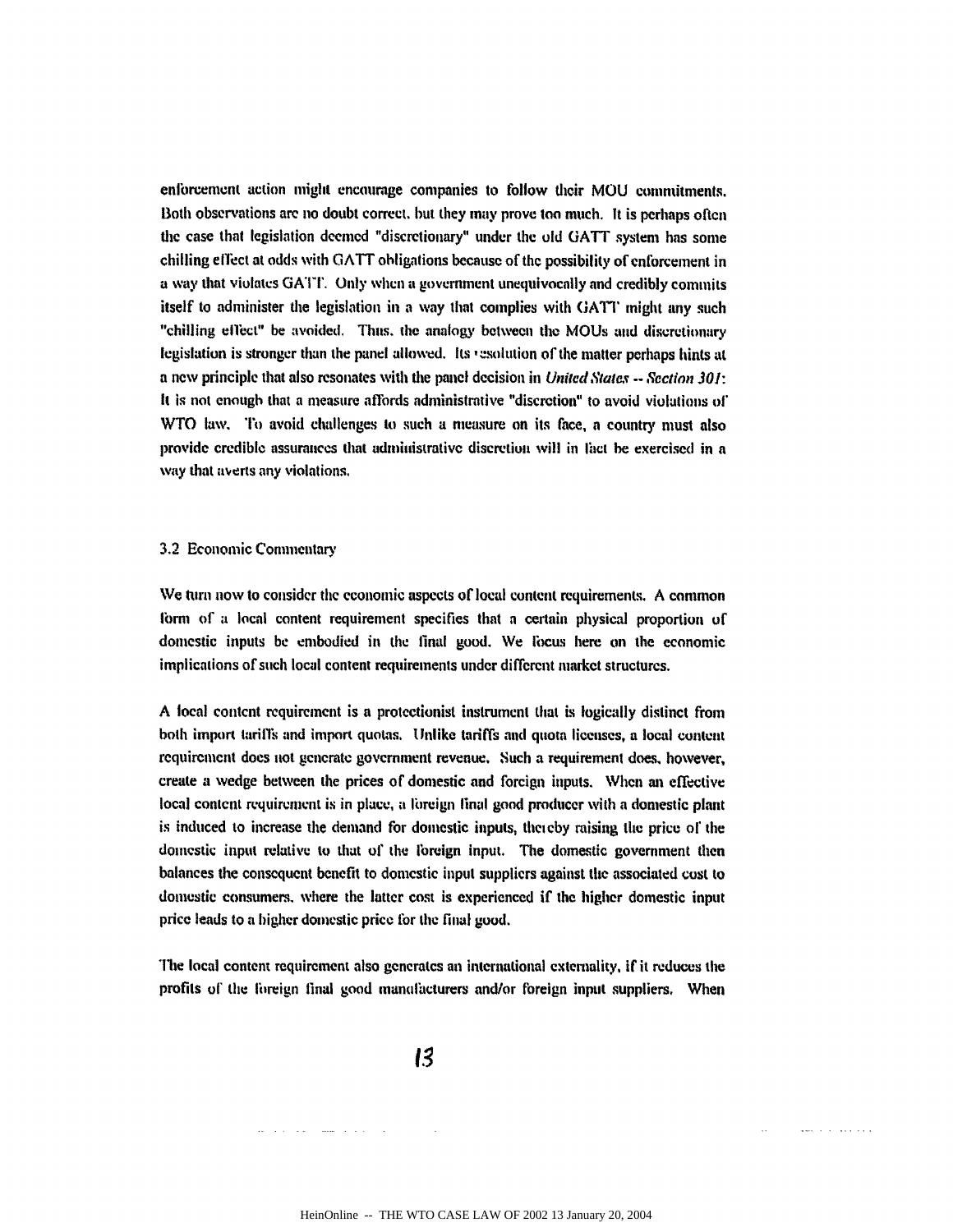enforcement action might encourage companies to follow their MOU commitments. Both observations are no doubt correct, but they may prove too much. It is perhaps often the case that legislation deemed "discretionary" under the old GATT system has some chilling effect at odds with GATT obligations because of the possibility of enforcement in a way that violates GATT. Only when a government unequivocally and credibly commits itself to administer the legislation in a way that complies with GATT might any such "chilling effect" be avoided. Thus, the analogy between the MOUs and discretionary legislation is stronger than the panel allowed. Its resolution of the matter perhaps hints at a new principle that also resonates with the panel decision in *United States -- Section 301*: It is not enough that a measure affords administrative "discretion" to avoid violations of WTO law. To avoid challenges to such a measure on its face, a country must also provide credible assurances that administrative discretion will in fact be exercised in a way that averts any violations.

## 3.2 Economic Commentary

We turn now to consider the economic aspects of local content requirements. A common form of a local content requirement specifies that a certain physical proportion of domestic inputs be embodied in the final good. We focus here on the economic implications of such local content requirements under different market structures.

A local content requirement is a protectionist instrument that is logically distinct from both import tariffs and import quotas. Unlike tariffs and quota licenses, a local content requirement does not generate government revenue. Such a requirement does, however, create a wedge between the prices of domestic and foreign inputs. When an effective local content requirement is in place, a foreign final good producer with a domestic plant is induced to increase the demand for domestic inputs, thereby raising the price of the domestic input relative to that of the foreign input. The domestic government then balances the consequent benefit to domestic input suppliers against the associated cost to domestic consumers, where the latter cost is experienced if the higher domestic input price leads to a higher domestic price for the final good.

The local content requirement also generates an international externality, if it reduces the profits of the foreign final good manufacturers and/or foreign input suppliers. When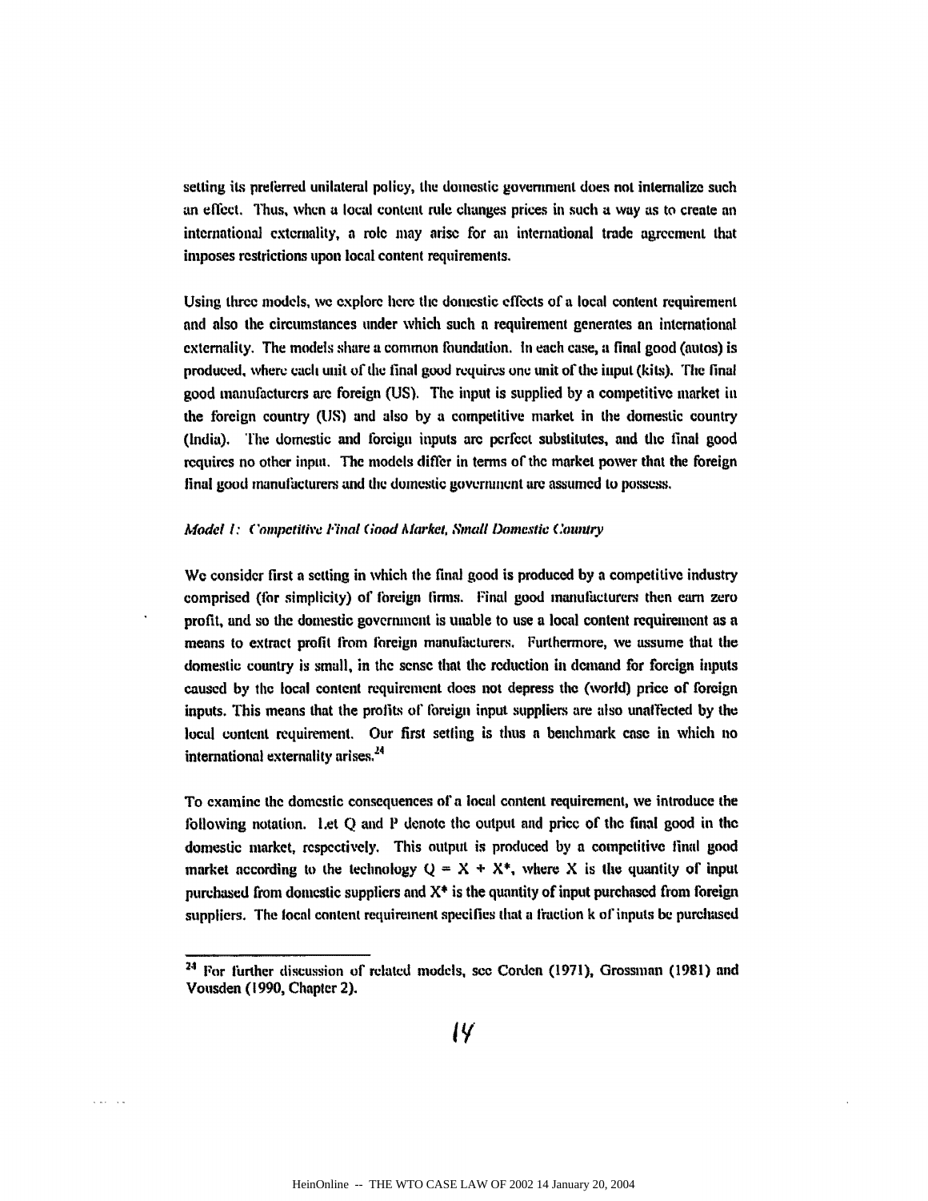setting its preferred unilateral policy, the domestic government does not internalize such an effect. Thus, when a local content rule changes prices in such a way as to create an international externality, a role may arise for an international trade agreement that imposes restrictions upon local content requirements.

Using three models, we explore here the domestic effects of a local content requirement and also the circumstances under which such a requirement generates an international externality. The models share a common foundation. In each case, a final good (autos) is produced, where each unit of the final good requires one unit of the input (kits). The final good manufacturers are foreign (US). The input is supplied by a competitive market in the foreign country (US) and also by a competitive market in the domestic country (India). The domestic and foreign inputs are perfect substitutes, and the final good requires no other input. The models differ in terms of the market power that the foreign final good manufacturers and the domestic government are assumed to possess.

*Model 1: Competitive Final Good Market, Small Domestic Country*

We consider first a setting in which the final good is produced by a competitive industry comprised (for simplicity) of foreign firms. Final good manufacturers then earn zero profit, and so the domestic government is unable to use a local content requirement as a means to extract profit from foreign manufacturers. Furthermore, we assume that the domestic country is small, in the sense that the reduction in demand for foreign inputs caused by the local content requirement does not depress the (world) price of foreign inputs. This means that the profits of foreign input suppliers are also unaffected by the local content requirement. Our first setting is thus a benchmark case in which no international externality arises.[24]

To examine the domestic consequences of a local content requirement, we introduce the following notation. Let $Q$ and $P$ denote the output and price of the final good in the domestic market, respectively. This output is produced by a competitive final good market according to the technology $Q = X + X^*$, where $X$ is the quantity of input purchased from domestic suppliers and $X^*$ is the quantity of input purchased from foreign suppliers. The local content requirement specifies that a fraction $k$ of inputs be purchased

[24] For further discussion of related models, see Corden (1971), Grossman (1981) and Vousden (1990, Chapter 2).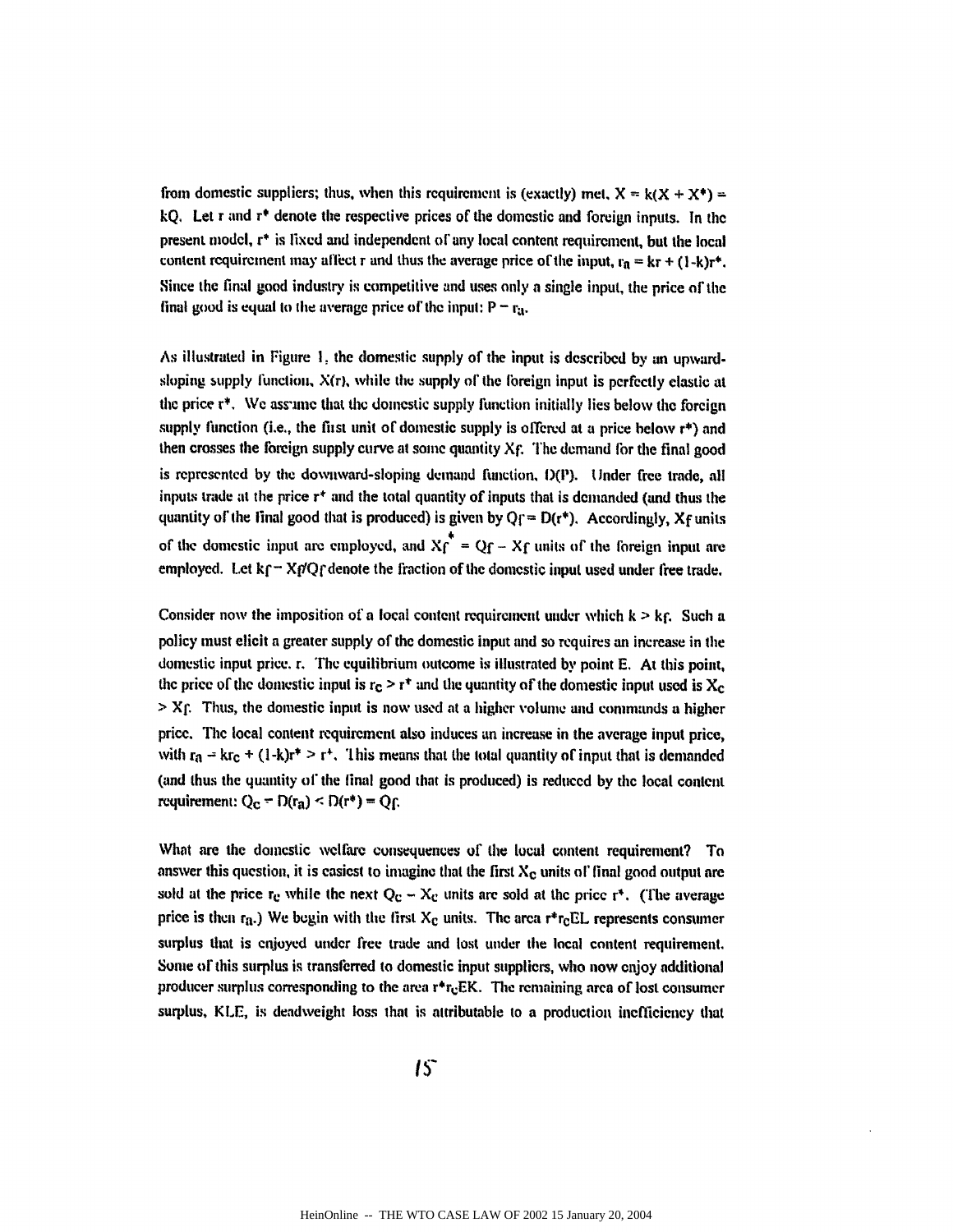from domestic suppliers; thus, when this requirement is (exactly) met, $X = k(X + X^*) = kQ$. Let $r$ and $r^*$ denote the respective prices of the domestic and foreign inputs. In the present model, $r^*$ is fixed and independent of any local content requirement, but the local content requirement may affect $r$ and thus the average price of the input, $r_a = kr + (1-k)r^*$. Since the final good industry is competitive and uses only a single input, the price of the final good is equal to the average price of the input: $P = r_a$.

As illustrated in Figure 1, the domestic supply of the input is described by an upward-sloping supply function, $X(r)$, while the supply of the foreign input is perfectly elastic at the price $r^*$. We assume that the domestic supply function initially lies below the foreign supply function (i.e., the first unit of domestic supply is offered at a price below $r^*$) and then crosses the foreign supply curve at some quantity $X_f$. The demand for the final good is represented by the downward-sloping demand function, $D(P)$. Under free trade, all inputs trade at the price $r^*$ and the total quantity of inputs that is demanded (and thus the quantity of the final good that is produced) is given by $Q_f = D(r^*)$. Accordingly, $X_f$ units of the domestic input are employed, and $X_f^* = Q_f - X_f$ units of the foreign input are employed. Let $k_f = X_f/Q_f$ denote the fraction of the domestic input used under free trade.

Consider now the imposition of a local content requirement under which $k > k_f$. Such a policy must elicit a greater supply of the domestic input and so requires an increase in the domestic input price, $r$. The equilibrium outcome is illustrated by point E. At this point, the price of the domestic input is $r_c > r^*$ and the quantity of the domestic input used is $X_c > X_f$. Thus, the domestic input is now used at a higher volume and commands a higher price. The local content requirement also induces an increase in the average input price, with $r_a = kr_c + (1-k)r^* > r^*$. This means that the total quantity of input that is demanded (and thus the quantity of the final good that is produced) is reduced by the local content requirement: $Q_c = D(r_a) < D(r^*) = Q_f$.

What are the domestic welfare consequences of the local content requirement? To answer this question, it is easiest to imagine that the first $X_c$ units of final good output are sold at the price $r_c$ while the next $Q_c - X_c$ units are sold at the price $r^*$. (The average price is then $r_a$.) We begin with the first $X_c$ units. The area $r^*r_cEL$ represents consumer surplus that is enjoyed under free trade and lost under the local content requirement. Some of this surplus is transferred to domestic input suppliers, who now enjoy additional producer surplus corresponding to the area $r^*r_cEK$. The remaining area of lost consumer surplus, KLE, is deadweight loss that is attributable to a production inefficiency that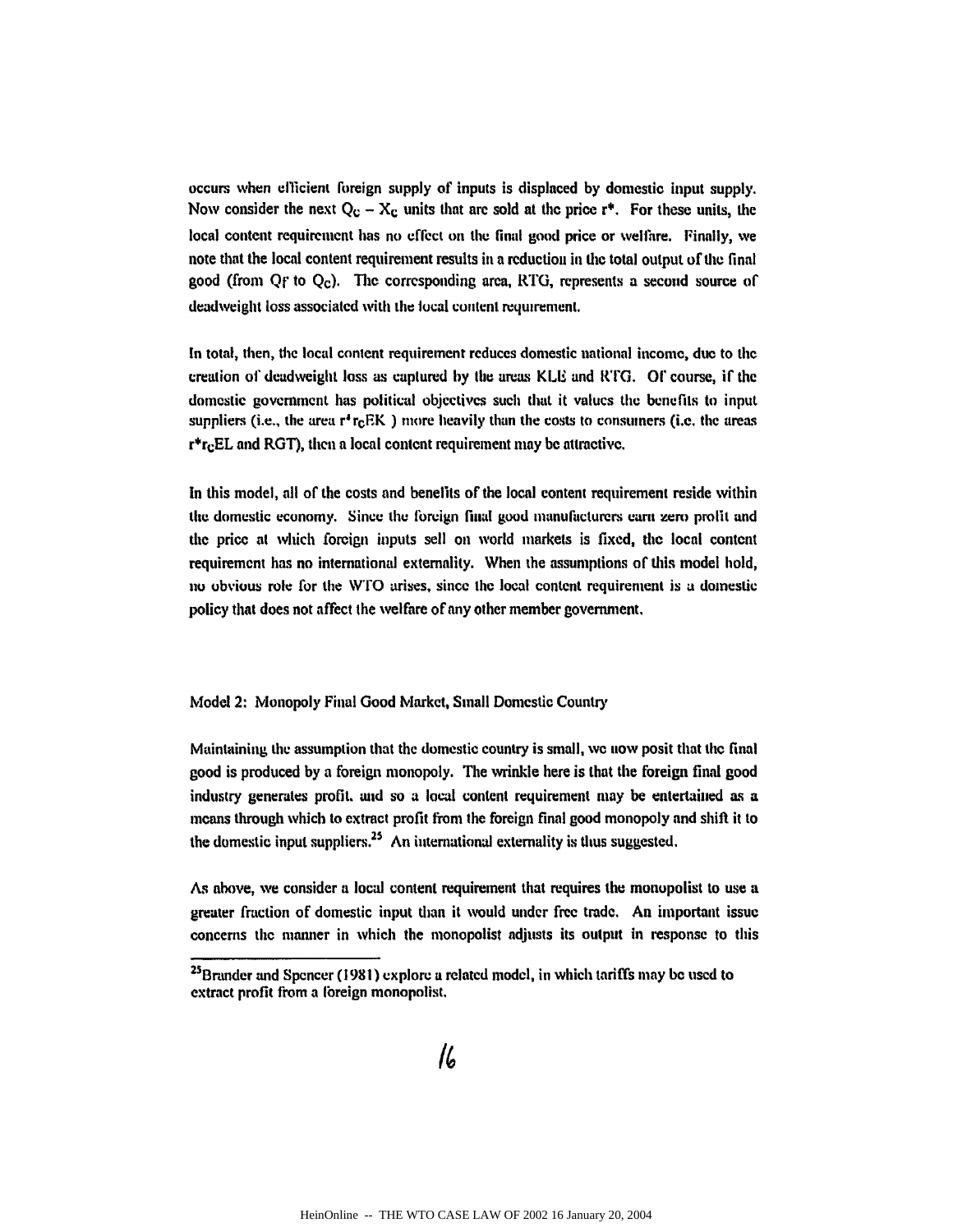occurs when efficient foreign supply of inputs is displaced by domestic input supply. Now consider the next $Q_C - X_C$ units that are sold at the price $r^*$. For these units, the local content requirement has no effect on the final good price or welfare. Finally, we note that the local content requirement results in a reduction in the total output of the final good (from $Q_F$ to $Q_C$). The corresponding area, RTG, represents a second source of deadweight loss associated with the local content requirement.

In total, then, the local content requirement reduces domestic national income, due to the creation of deadweight loss as captured by the areas KLE and RTG. Of course, if the domestic government has political objectives such that it values the benefits to input suppliers (i.e., the area $r^* r_C EK$ ) more heavily than the costs to consumers (i.e. the areas $r^* r_C EL$ and RGT), then a local content requirement may be attractive.

In this model, all of the costs and benefits of the local content requirement reside within the domestic economy. Since the foreign final good manufacturers earn zero profit and the price at which foreign inputs sell on world markets is fixed, the local content requirement has no international externality. When the assumptions of this model hold, no obvious role for the WTO arises, since the local content requirement is a domestic policy that does not affect the welfare of any other member government.

Model 2: Monopoly Final Good Market, Small Domestic Country

Maintaining the assumption that the domestic country is small, we now posit that the final good is produced by a foreign monopoly. The wrinkle here is that the foreign final good industry generates profit, and so a local content requirement may be entertained as a means through which to extract profit from the foreign final good monopoly and shift it to the domestic input suppliers.[25] An international externality is thus suggested.

As above, we consider a local content requirement that requires the monopolist to use a greater fraction of domestic input than it would under free trade. An important issue concerns the manner in which the monopolist adjusts its output in response to this

[25] Brander and Spencer (1981) explore a related model, in which tariffs may be used to extract profit from a foreign monopolist.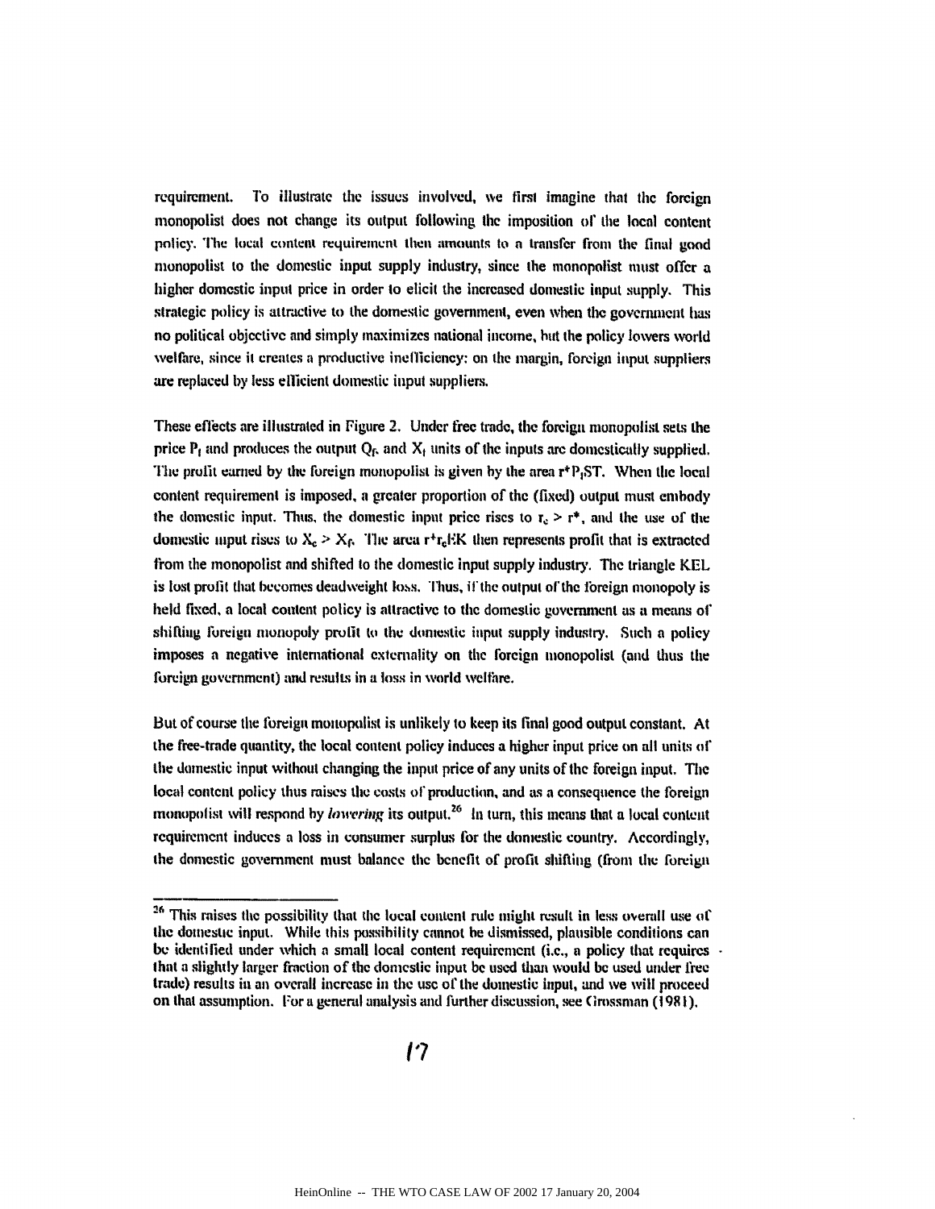requirement. To illustrate the issues involved, we first imagine that the foreign monopolist does not change its output following the imposition of the local content policy. The local content requirement then amounts to a transfer from the final good monopolist to the domestic input supply industry, since the monopolist must offer a higher domestic input price in order to elicit the increased domestic input supply. This strategic policy is attractive to the domestic government, even when the government has no political objective and simply maximizes national income, but the policy lowers world welfare, since it creates a productive inefficiency: on the margin, foreign input suppliers are replaced by less efficient domestic input suppliers.

These effects are illustrated in Figure 2. Under free trade, the foreign monopolist sets the price $P_f$ and produces the output $Q_f$, and $X_f$ units of the inputs are domestically supplied. The profit earned by the foreign monopolist is given by the area $r^*P_fST$. When the local content requirement is imposed, a greater proportion of the (fixed) output must embody the domestic input. Thus, the domestic input price rises to $r_c > r^*$, and the use of the domestic input rises to $X_c > X_f$. The area $r^*r_cEK$ then represents profit that is extracted from the monopolist and shifted to the domestic input supply industry. The triangle KEL is lost profit that becomes deadweight loss. Thus, if the output of the foreign monopoly is held fixed, a local content policy is attractive to the domestic government as a means of shifting foreign monopoly profit to the domestic input supply industry. Such a policy imposes a negative international externality on the foreign monopolist (and thus the foreign government) and results in a loss in world welfare.

But of course the foreign monopolist is unlikely to keep its final good output constant. At the free-trade quantity, the local content policy induces a higher input price on all units of the domestic input without changing the input price of any units of the foreign input. The local content policy thus raises the costs of production, and as a consequence the foreign monopolist will respond by *lowering* its output.[26] In turn, this means that a local content requirement induces a loss in consumer surplus for the domestic country. Accordingly, the domestic government must balance the benefit of profit shifting (from the foreign

---

[26] This raises the possibility that the local content rule might result in less overall use of the domestic input. While this possibility cannot be dismissed, plausible conditions can be identified under which a small local content requirement (i.e., a policy that requires that a slightly larger fraction of the domestic input be used than would be used under free trade) results in an overall increase in the use of the domestic input, and we will proceed on that assumption. For a general analysis and further discussion, see Grossman (1981).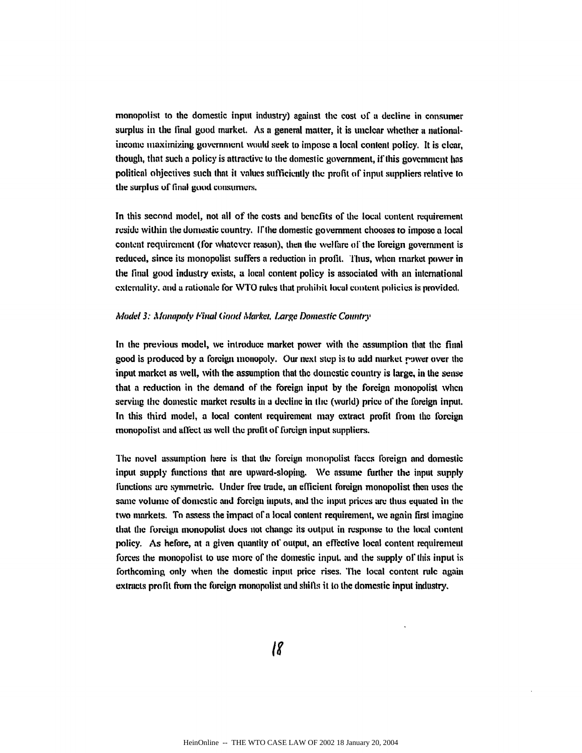monopolist to the domestic input industry) against the cost of a decline in consumer surplus in the final good market. As a general matter, it is unclear whether a national-income maximizing government would seek to impose a local content policy. It is clear, though, that such a policy is attractive to the domestic government, if this government has political objectives such that it values sufficiently the profit of input suppliers relative to the surplus of final good consumers.

In this second model, not all of the costs and benefits of the local content requirement reside within the domestic country. If the domestic government chooses to impose a local content requirement (for whatever reason), then the welfare of the foreign government is reduced, since its monopolist suffers a reduction in profit. Thus, when market power in the final good industry exists, a local content policy is associated with an international externality, and a rationale for WTO rules that prohibit local content policies is provided.

*Model 3: Monopoly Final Good Market, Large Domestic Country*

In the previous model, we introduce market power with the assumption that the final good is produced by a foreign monopoly. Our next step is to add market power over the input market as well, with the assumption that the domestic country is large, in the sense that a reduction in the demand of the foreign input by the foreign monopolist when serving the domestic market results in a decline in the (world) price of the foreign input. In this third model, a local content requirement may extract profit from the foreign monopolist and affect as well the profit of foreign input suppliers.

The novel assumption here is that the foreign monopolist faces foreign and domestic input supply functions that are upward-sloping. We assume further the input supply functions are symmetric. Under free trade, an efficient foreign monopolist then uses the same volume of domestic and foreign inputs, and the input prices are thus equated in the two markets. To assess the impact of a local content requirement, we again first imagine that the foreign monopolist does not change its output in response to the local content policy. As before, at a given quantity of output, an effective local content requirement forces the monopolist to use more of the domestic input, and the supply of this input is forthcoming only when the domestic input price rises. The local content rule again extracts profit from the foreign monopolist and shifts it to the domestic input industry.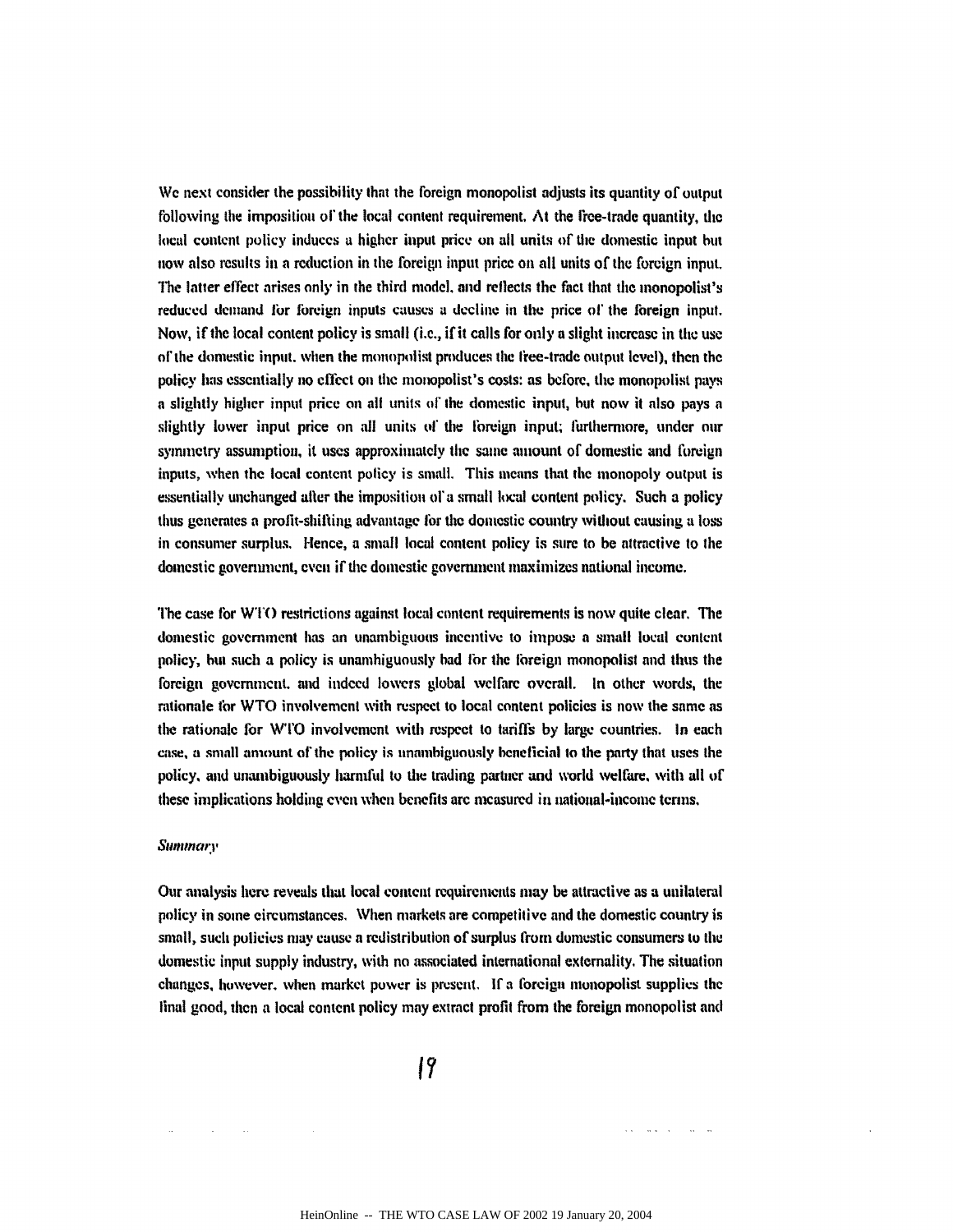We next consider the possibility that the foreign monopolist adjusts its quantity of output following the imposition of the local content requirement. At the free-trade quantity, the local content policy induces a higher input price on all units of the domestic input but now also results in a reduction in the foreign input price on all units of the foreign input. The latter effect arises only in the third model, and reflects the fact that the monopolist's reduced demand for foreign inputs causes a decline in the price of the foreign input. Now, if the local content policy is small (i.e., if it calls for only a slight increase in the use of the domestic input, when the monopolist produces the free-trade output level), then the policy has essentially no effect on the monopolist's costs: as before, the monopolist pays a slightly higher input price on all units of the domestic input, but now it also pays a slightly lower input price on all units of the foreign input; furthermore, under our symmetry assumption, it uses approximately the same amount of domestic and foreign inputs, when the local content policy is small. This means that the monopoly output is essentially unchanged after the imposition of a small local content policy. Such a policy thus generates a profit-shifting advantage for the domestic country without causing a loss in consumer surplus. Hence, a small local content policy is sure to be attractive to the domestic government, even if the domestic government maximizes national income.

The case for WTO restrictions against local content requirements is now quite clear. The domestic government has an unambiguous incentive to impose a small local content policy, but such a policy is unambiguously bad for the foreign monopolist and thus the foreign government, and indeed lowers global welfare overall. In other words, the rationale for WTO involvement with respect to local content policies is now the same as the rationale for WTO involvement with respect to tariffs by large countries. In each case, a small amount of the policy is unambiguously beneficial to the party that uses the policy, and unambiguously harmful to the trading partner and world welfare, with all of these implications holding even when benefits are measured in national-income terms.

*Summary*

Our analysis here reveals that local content requirements may be attractive as a unilateral policy in some circumstances. When markets are competitive and the domestic country is small, such policies may cause a redistribution of surplus from domestic consumers to the domestic input supply industry, with no associated international externality. The situation changes, however, when market power is present. If a foreign monopolist supplies the final good, then a local content policy may extract profit from the foreign monopolist and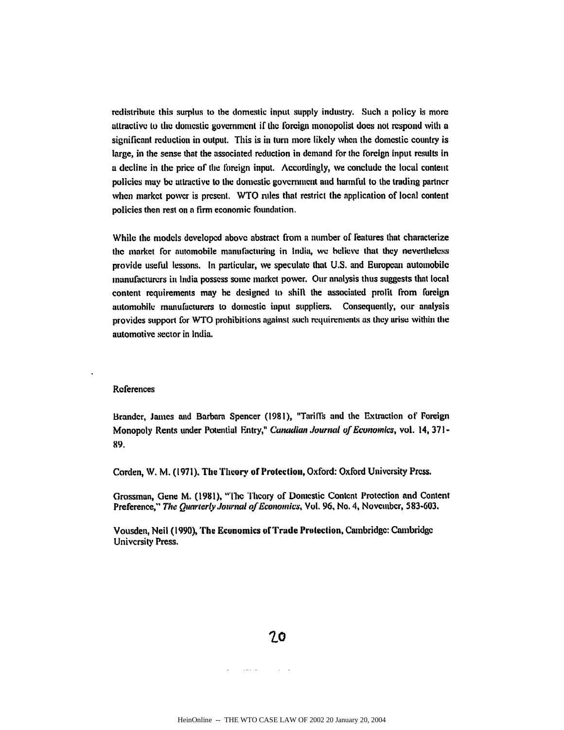redistribute this surplus to the domestic input supply industry. Such a policy is more attractive to the domestic government if the foreign monopolist does not respond with a significant reduction in output. This is in turn more likely when the domestic country is large, in the sense that the associated reduction in demand for the foreign input results in a decline in the price of the foreign input. Accordingly, we conclude the local content policies may be attractive to the domestic government and harmful to the trading partner when market power is present. WTO rules that restrict the application of local content policies then rest on a firm economic foundation.

While the models developed above abstract from a number of features that characterize the market for automobile manufacturing in India, we believe that they nevertheless provide useful lessons. In particular, we speculate that U.S. and European automobile manufacturers in India possess some market power. Our analysis thus suggests that local content requirements may be designed to shift the associated profit from foreign automobile manufacturers to domestic input suppliers. Consequently, our analysis provides support for WTO prohibitions against such requirements as they arise within the automotive sector in India.

## References

Brander, James and Barbara Spencer (1981), "Tariffs and the Extraction of Foreign Monopoly Rents under Potential Entry," *Canadian Journal of Economics*, vol. 14, 371-89.

Corden, W. M. (1971). **The Theory of Protection**, Oxford: Oxford University Press.

Grossman, Gene M. (1981), "The Theory of Domestic Content Protection and Content Preference," *The Quarterly Journal of Economics*, Vol. 96, No. 4, November, 583-603.

Vousden, Neil (1990), **The Economics of Trade Protection**, Cambridge: Cambridge University Press.